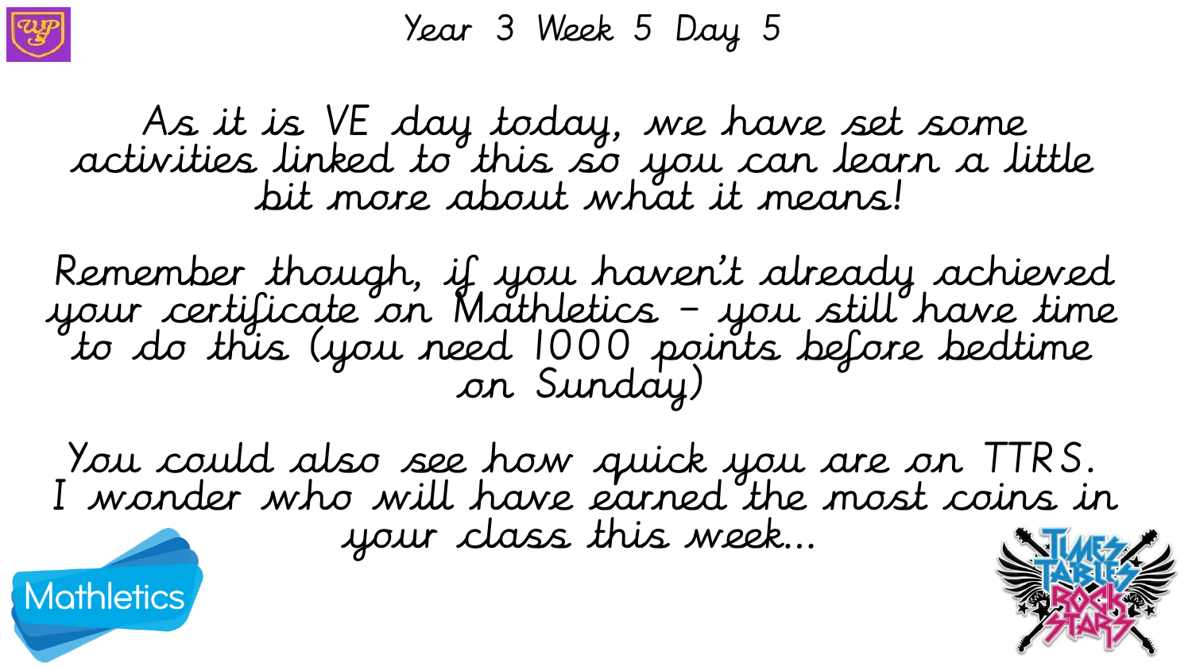# Year 3 Week 5 Day 5

As it is VE day today, we have set some activities linked to this so you can learn a little bit more about what it means!

Remember though, if you haven't already achieved your certificate on Mathletics – you still have time to do this (you need 1000 points before bedtime on Sunday)

You could also see how quick you are on TTRS. I wonder who will have earned the most coins in your class this week...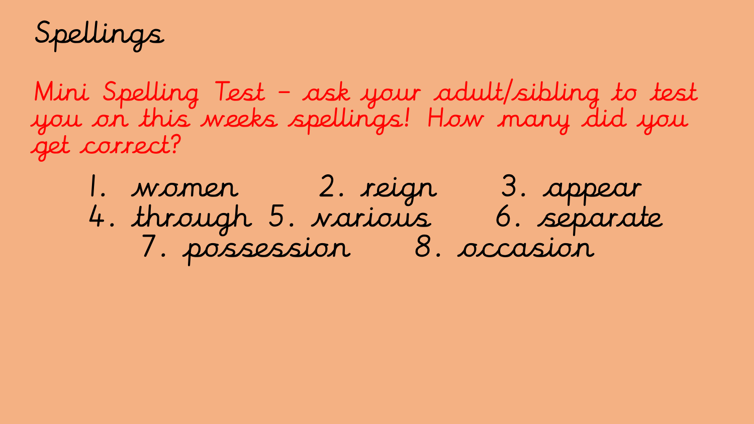# Spellings

Mini Spelling Test – ask your adult/sibling to test you on this weeks spellings! How many did you get correct?

1. women
2. reign
3. appear
4. through
5. various
6. separate
7. possession
8. occasion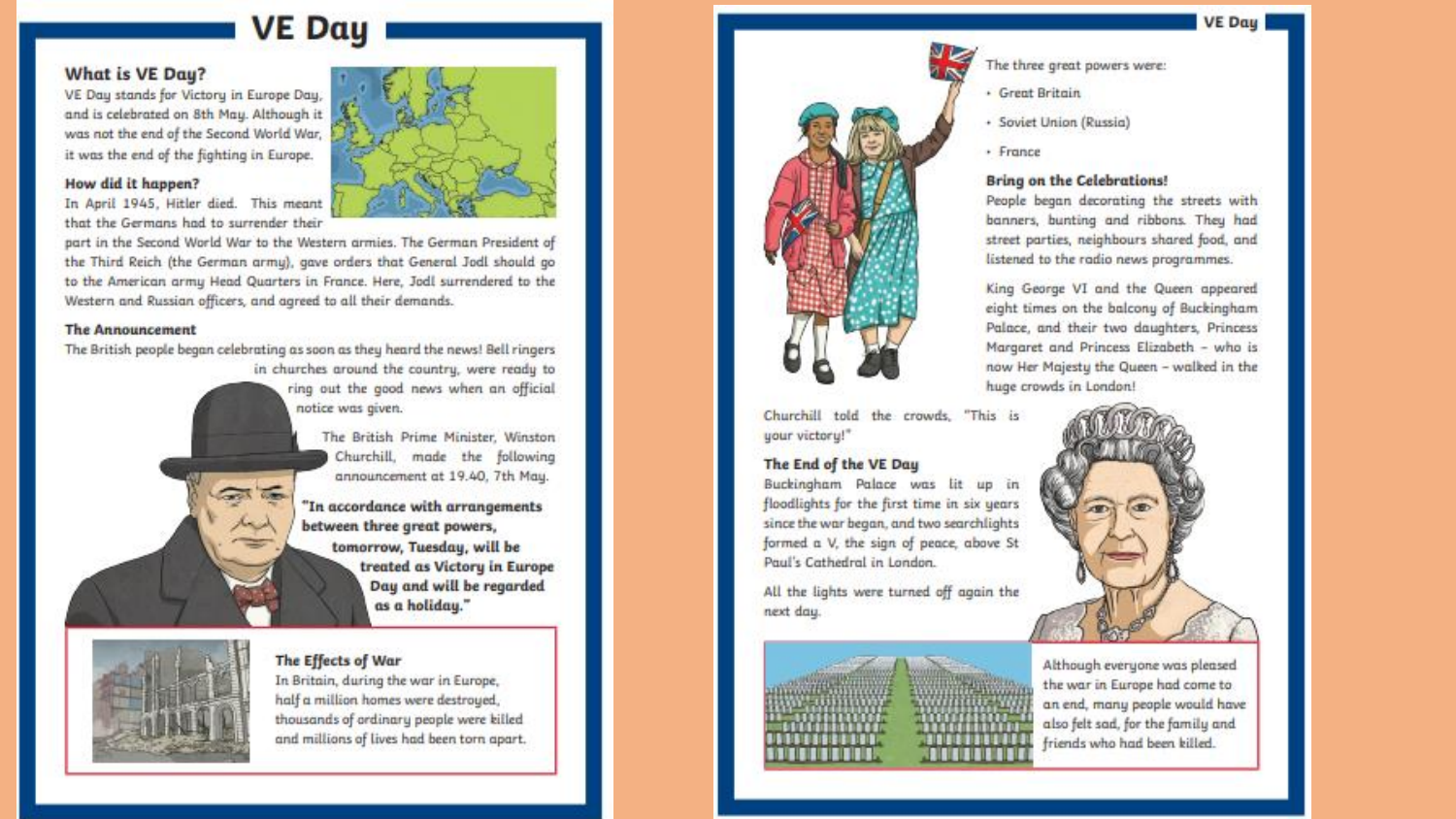# VE Day

## What is VE Day?

VE Day stands for Victory in Europe Day, and is celebrated on 8th May. Although it was not the end of the Second World War, it was the end of the fighting in Europe.

## How did it happen?

In April 1945, Hitler died. This meant that the Germans had to surrender their part in the Second World War to the Western armies. The German President of the Third Reich (the German army), gave orders that General Jodl should go to the American army Head Quarters in France. Here, Jodl surrendered to the Western and Russian officers, and agreed to all their demands.

## The Announcement

The British people began celebrating as soon as they heard the news! Bell ringers in churches around the country, were ready to ring out the good news when an official notice was given.

The British Prime Minister, Winston Churchill, made the following announcement at 19.40, 7th May.

**"In accordance with arrangements between three great powers, tomorrow, Tuesday, will be treated as Victory in Europe Day and will be regarded as a holiday."**

## The Effects of War

In Britain, during the war in Europe, half a million homes were destroyed, thousands of ordinary people were killed and millions of lives had been torn apart.

The three great powers were:

- Great Britain
- Soviet Union (Russia)
- France

## Bring on the Celebrations!

People began decorating the streets with banners, bunting and ribbons. They had street parties, neighbours shared food, and listened to the radio news programmes.

King George VI and the Queen appeared eight times on the balcony of Buckingham Palace, and their two daughters, Princess Margaret and Princess Elizabeth – who is now Her Majesty the Queen – walked in the huge crowds in London!

Churchill told the crowds, "This is your victory!"

## The End of the VE Day

Buckingham Palace was lit up in floodlights for the first time in six years since the war began, and two searchlights formed a V, the sign of peace, above St Paul's Cathedral in London.

All the lights were turned off again the next day.

Although everyone was pleased the war in Europe had come to an end, many people would have also felt sad, for the family and friends who had been killed.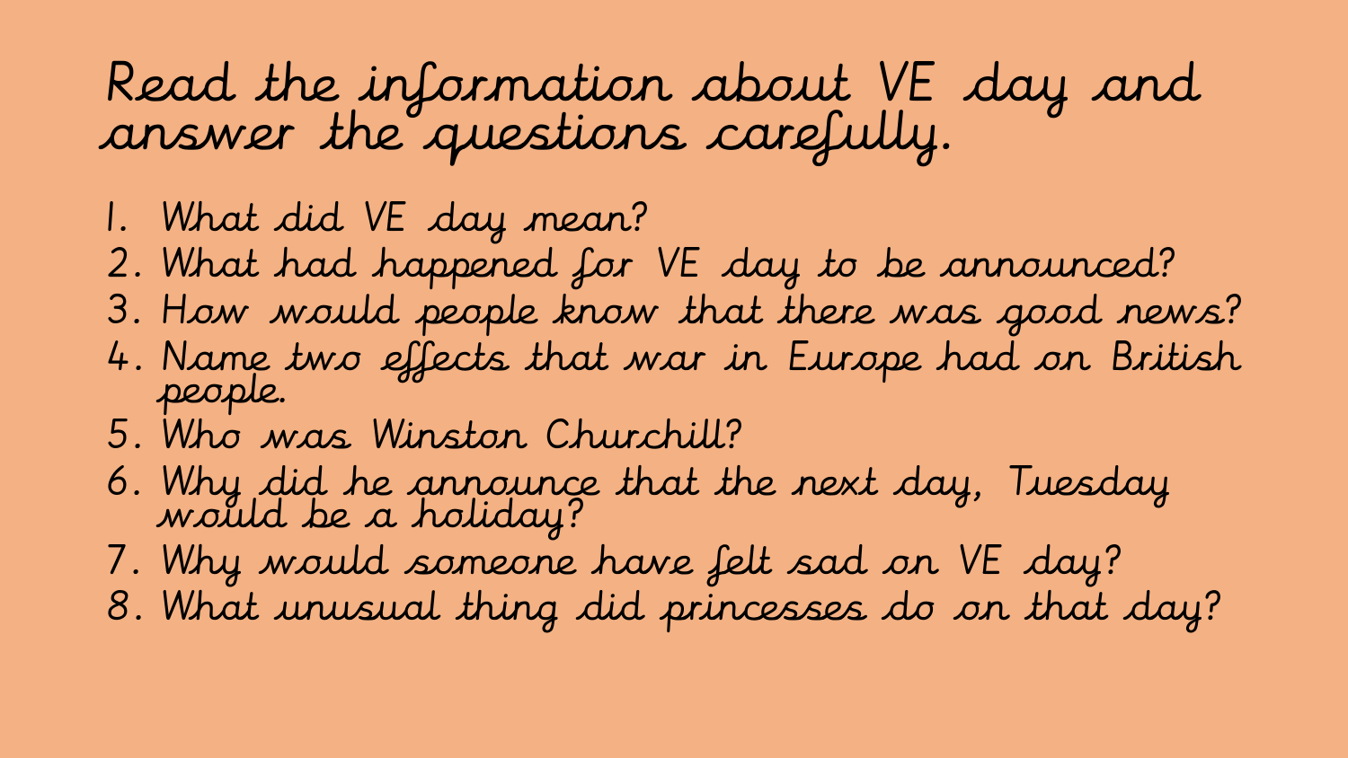# Read the information about VE day and answer the questions carefully.

1. What did VE day mean?
2. What had happened for VE day to be announced?
3. How would people know that there was good news?
4. Name two effects that war in Europe had on British people.
5. Who was Winston Churchill?
6. Why did he announce that the next day, Tuesday would be a holiday?
7. Why would someone have felt sad on VE day?
8. What unusual thing did princesses do on that day?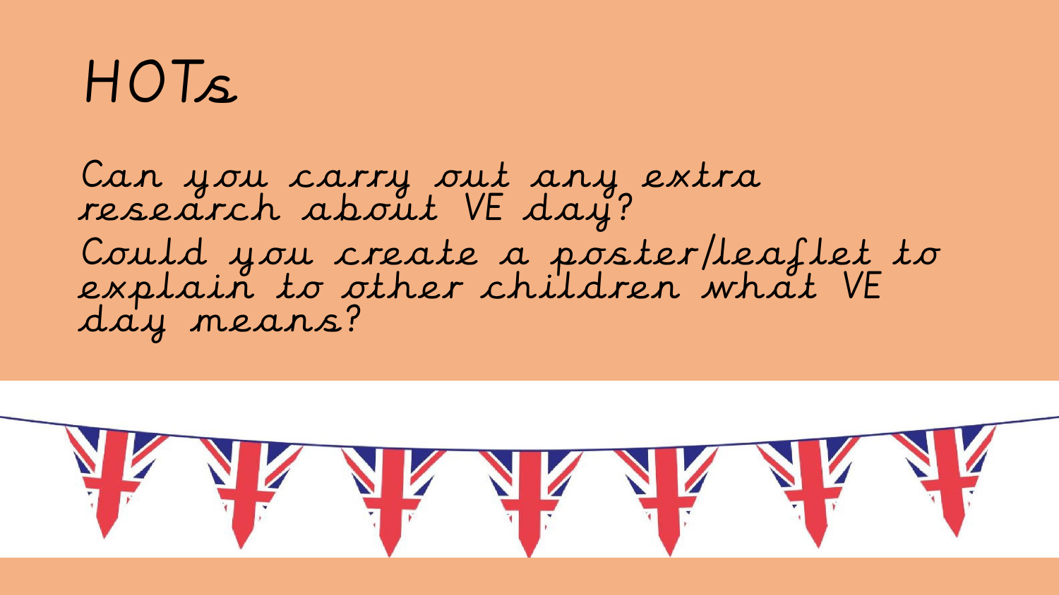# HOTs

Can you carry out any extra research about VE day?

Could you create a poster/leaflet to explain to other children what VE day means?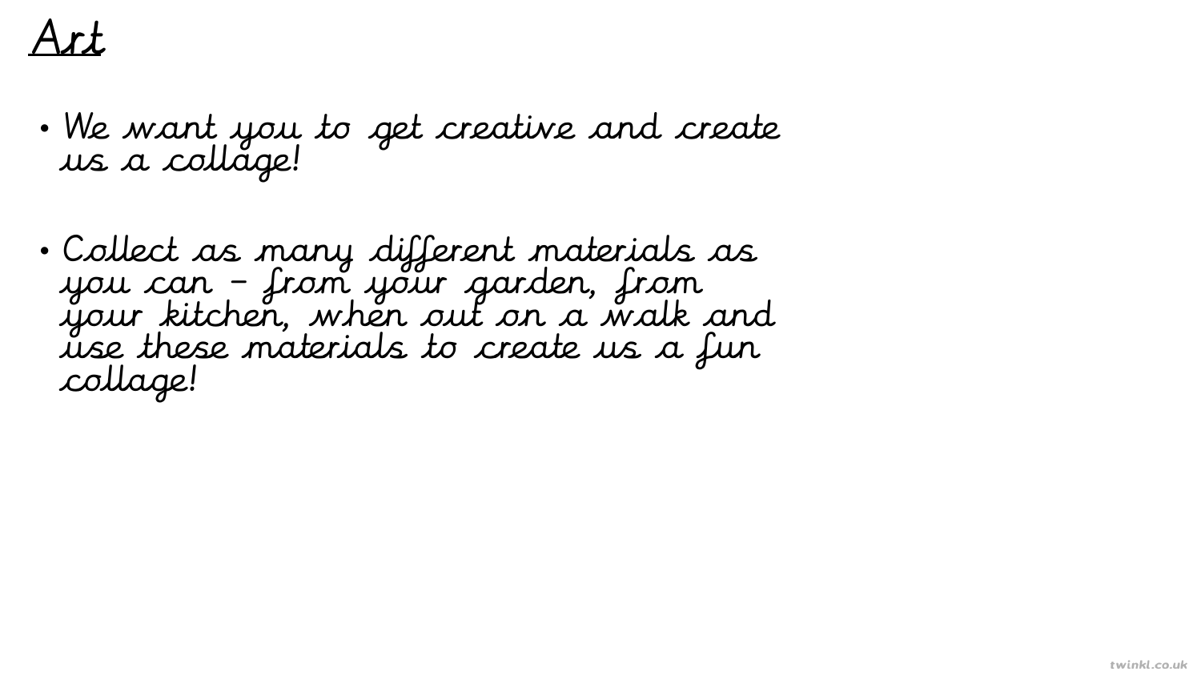# Art

- We want you to get creative and create us a collage!

- Collect as many different materials as you can – from your garden, from your kitchen, when out on a walk and use these materials to create us a fun collage!